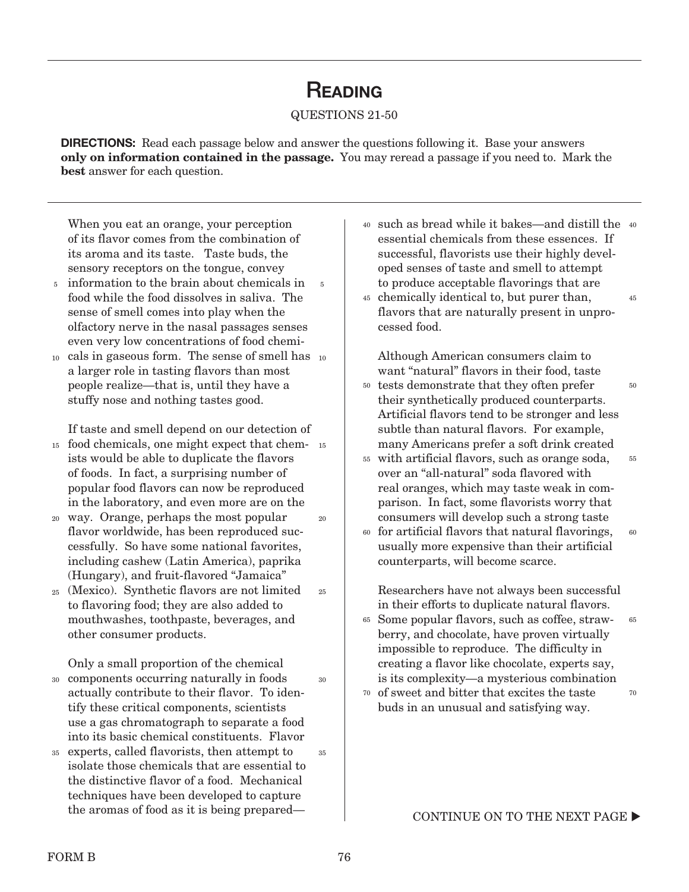# Reading

QUESTIONS 21-50

**DIRECTIONS:** Read each passage below and answer the questions following it. Base your answers **only on information contained in the passage.** You may reread a passage if you need to. Mark the **best** answer for each question.

When you eat an orange, your perception of its flavor comes from the combination of its aroma and its taste. Taste buds, the sensory receptors on the tongue, convey information to the brain about chemicals in food while the food dissolves in saliva. The sense of smell comes into play when the olfactory nerve in the nasal passages senses even very low concentrations of food chemicals in gaseous form. The sense of smell has a larger role in tasting flavors than most people realize—that is, until they have a stuffy nose and nothing tastes good.

If taste and smell depend on our detection of food chemicals, one might expect that chemists would be able to duplicate the flavors of foods. In fact, a surprising number of popular food flavors can now be reproduced in the laboratory, and even more are on the way. Orange, perhaps the most popular flavor worldwide, has been reproduced successfully. So have some national favorites, including cashew (Latin America), paprika (Hungary), and fruit-flavored "Jamaica" (Mexico). Synthetic flavors are not limited to flavoring food; they are also added to mouthwashes, toothpaste, beverages, and other consumer products.

Only a small proportion of the chemical components occurring naturally in foods actually contribute to their flavor. To identify these critical components, scientists use a gas chromatograph to separate a food into its basic chemical constituents. Flavor experts, called flavorists, then attempt to isolate those chemicals that are essential to the distinctive flavor of a food. Mechanical techniques have been developed to capture the aromas of food as it is being prepared—such as bread while it bakes—and distill the essential chemicals from these essences. If successful, flavorists use their highly developed senses of taste and smell to attempt to produce acceptable flavorings that are chemically identical to, but purer than, flavors that are naturally present in unprocessed food.

Although American consumers claim to want "natural" flavors in their food, taste tests demonstrate that they often prefer their synthetically produced counterparts. Artificial flavors tend to be stronger and less subtle than natural flavors. For example, many Americans prefer a soft drink created with artificial flavors, such as orange soda, over an "all-natural" soda flavored with real oranges, which may taste weak in comparison. In fact, some flavorists worry that consumers will develop such a strong taste for artificial flavors that natural flavorings, usually more expensive than their artificial counterparts, will become scarce.

Researchers have not always been successful in their efforts to duplicate natural flavors. Some popular flavors, such as coffee, strawberry, and chocolate, have proven virtually impossible to reproduce. The difficulty in creating a flavor like chocolate, experts say, is its complexity—a mysterious combination of sweet and bitter that excites the taste buds in an unusual and satisfying way.

CONTINUE ON TO THE NEXT PAGE ▶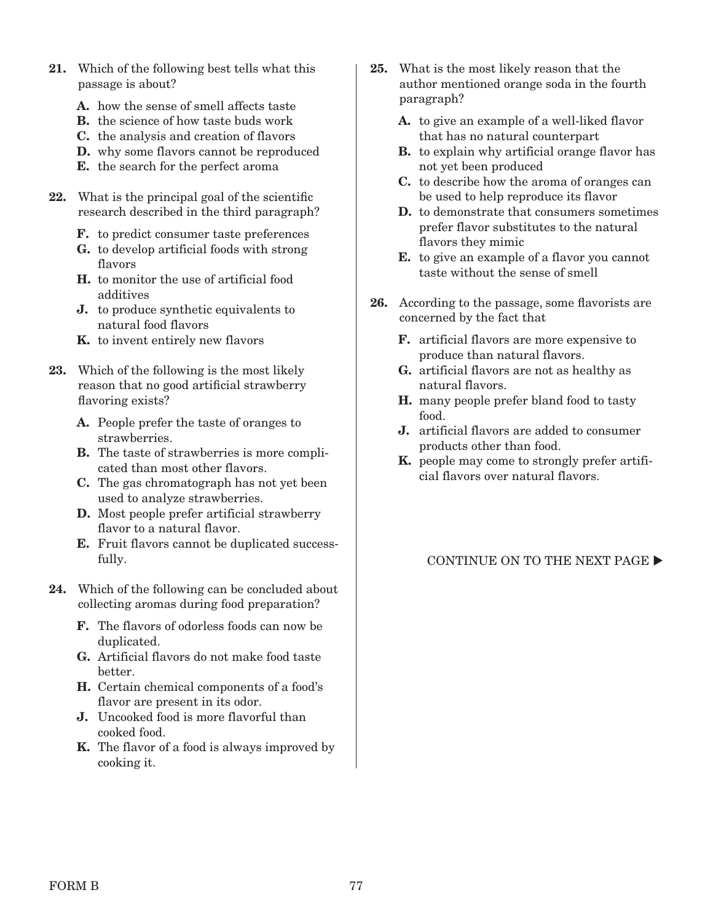**21.** Which of the following best tells what this passage is about?

**A.** how the sense of smell affects taste
**B.** the science of how taste buds work
**C.** the analysis and creation of flavors
**D.** why some flavors cannot be reproduced
**E.** the search for the perfect aroma

**22.** What is the principal goal of the scientific research described in the third paragraph?

**F.** to predict consumer taste preferences
**G.** to develop artificial foods with strong flavors
**H.** to monitor the use of artificial food additives
**J.** to produce synthetic equivalents to natural food flavors
**K.** to invent entirely new flavors

**23.** Which of the following is the most likely reason that no good artificial strawberry flavoring exists?

**A.** People prefer the taste of oranges to strawberries.
**B.** The taste of strawberries is more complicated than most other flavors.
**C.** The gas chromatograph has not yet been used to analyze strawberries.
**D.** Most people prefer artificial strawberry flavor to a natural flavor.
**E.** Fruit flavors cannot be duplicated successfully.

**24.** Which of the following can be concluded about collecting aromas during food preparation?

**F.** The flavors of odorless foods can now be duplicated.
**G.** Artificial flavors do not make food taste better.
**H.** Certain chemical components of a food's flavor are present in its odor.
**J.** Uncooked food is more flavorful than cooked food.
**K.** The flavor of a food is always improved by cooking it.

**25.** What is the most likely reason that the author mentioned orange soda in the fourth paragraph?

**A.** to give an example of a well-liked flavor that has no natural counterpart
**B.** to explain why artificial orange flavor has not yet been produced
**C.** to describe how the aroma of oranges can be used to help reproduce its flavor
**D.** to demonstrate that consumers sometimes prefer flavor substitutes to the natural flavors they mimic
**E.** to give an example of a flavor you cannot taste without the sense of smell

**26.** According to the passage, some flavorists are concerned by the fact that

**F.** artificial flavors are more expensive to produce than natural flavors.
**G.** artificial flavors are not as healthy as natural flavors.
**H.** many people prefer bland food to tasty food.
**J.** artificial flavors are added to consumer products other than food.
**K.** people may come to strongly prefer artificial flavors over natural flavors.

CONTINUE ON TO THE NEXT PAGE ▶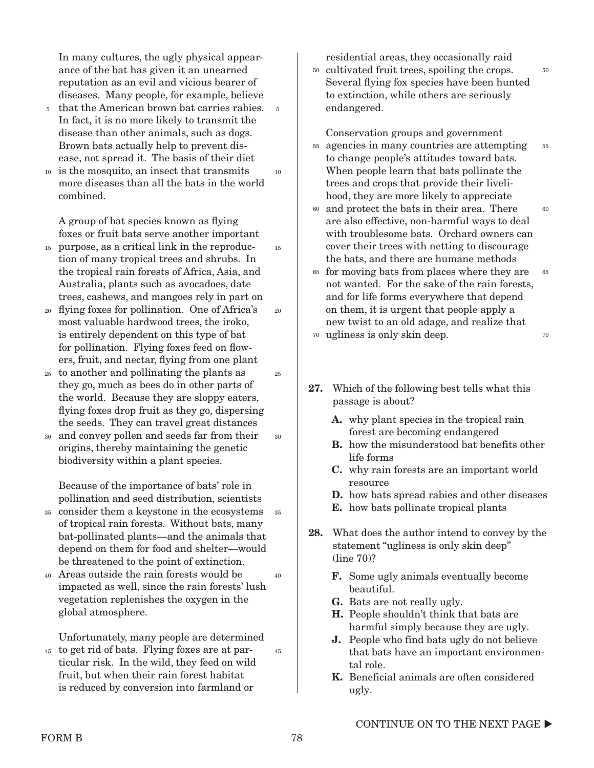In many cultures, the ugly physical appearance of the bat has given it an unearned reputation as an evil and vicious bearer of diseases. Many people, for example, believe that the American brown bat carries rabies. In fact, it is no more likely to transmit the disease than other animals, such as dogs. Brown bats actually help to prevent disease, not spread it. The basis of their diet is the mosquito, an insect that transmits more diseases than all the bats in the world combined.

A group of bat species known as flying foxes or fruit bats serve another important purpose, as a critical link in the reproduction of many tropical trees and shrubs. In the tropical rain forests of Africa, Asia, and Australia, plants such as avocadoes, date trees, cashews, and mangoes rely in part on flying foxes for pollination. One of Africa's most valuable hardwood trees, the iroko, is entirely dependent on this type of bat for pollination. Flying foxes feed on flowers, fruit, and nectar, flying from one plant to another and pollinating the plants as they go, much as bees do in other parts of the world. Because they are sloppy eaters, flying foxes drop fruit as they go, dispersing the seeds. They can travel great distances and convey pollen and seeds far from their origins, thereby maintaining the genetic biodiversity within a plant species.

Because of the importance of bats' role in pollination and seed distribution, scientists consider them a keystone in the ecosystems of tropical rain forests. Without bats, many bat-pollinated plants—and the animals that depend on them for food and shelter—would be threatened to the point of extinction. Areas outside the rain forests would be impacted as well, since the rain forests' lush vegetation replenishes the oxygen in the global atmosphere.

Unfortunately, many people are determined to get rid of bats. Flying foxes are at particular risk. In the wild, they feed on wild fruit, but when their rain forest habitat is reduced by conversion into farmland or residential areas, they occasionally raid cultivated fruit trees, spoiling the crops. Several flying fox species have been hunted to extinction, while others are seriously endangered.

Conservation groups and government agencies in many countries are attempting to change people's attitudes toward bats. When people learn that bats pollinate the trees and crops that provide their livelihood, they are more likely to appreciate and protect the bats in their area. There are also effective, non-harmful ways to deal with troublesome bats. Orchard owners can cover their trees with netting to discourage the bats, and there are humane methods for moving bats from places where they are not wanted. For the sake of the rain forests, and for life forms everywhere that depend on them, it is urgent that people apply a new twist to an old adage, and realize that ugliness is only skin deep.

**27.** Which of the following best tells what this passage is about?

- **A.** why plant species in the tropical rain forest are becoming endangered
- **B.** how the misunderstood bat benefits other life forms
- **C.** why rain forests are an important world resource
- **D.** how bats spread rabies and other diseases
- **E.** how bats pollinate tropical plants

**28.** What does the author intend to convey by the statement "ugliness is only skin deep" (line 70)?

- **F.** Some ugly animals eventually become beautiful.
- **G.** Bats are not really ugly.
- **H.** People shouldn't think that bats are harmful simply because they are ugly.
- **J.** People who find bats ugly do not believe that bats have an important environmental role.
- **K.** Beneficial animals are often considered ugly.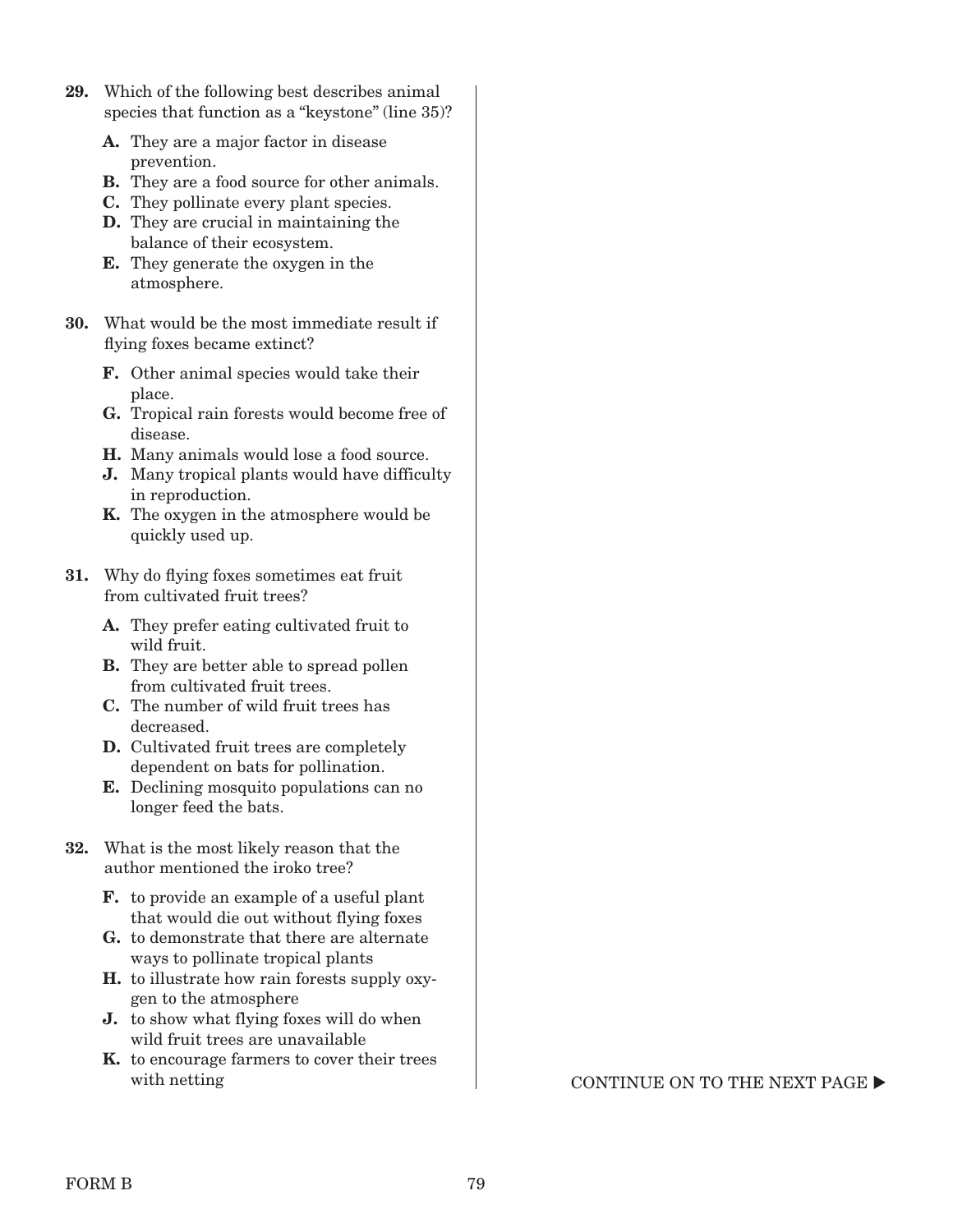**29.** Which of the following best describes animal species that function as a "keystone" (line 35)?

- **A.** They are a major factor in disease prevention.
- **B.** They are a food source for other animals.
- **C.** They pollinate every plant species.
- **D.** They are crucial in maintaining the balance of their ecosystem.
- **E.** They generate the oxygen in the atmosphere.

**30.** What would be the most immediate result if flying foxes became extinct?

- **F.** Other animal species would take their place.
- **G.** Tropical rain forests would become free of disease.
- **H.** Many animals would lose a food source.
- **J.** Many tropical plants would have difficulty in reproduction.
- **K.** The oxygen in the atmosphere would be quickly used up.

**31.** Why do flying foxes sometimes eat fruit from cultivated fruit trees?

- **A.** They prefer eating cultivated fruit to wild fruit.
- **B.** They are better able to spread pollen from cultivated fruit trees.
- **C.** The number of wild fruit trees has decreased.
- **D.** Cultivated fruit trees are completely dependent on bats for pollination.
- **E.** Declining mosquito populations can no longer feed the bats.

**32.** What is the most likely reason that the author mentioned the iroko tree?

- **F.** to provide an example of a useful plant that would die out without flying foxes
- **G.** to demonstrate that there are alternate ways to pollinate tropical plants
- **H.** to illustrate how rain forests supply oxygen to the atmosphere
- **J.** to show what flying foxes will do when wild fruit trees are unavailable
- **K.** to encourage farmers to cover their trees with netting

CONTINUE ON TO THE NEXT PAGE ▶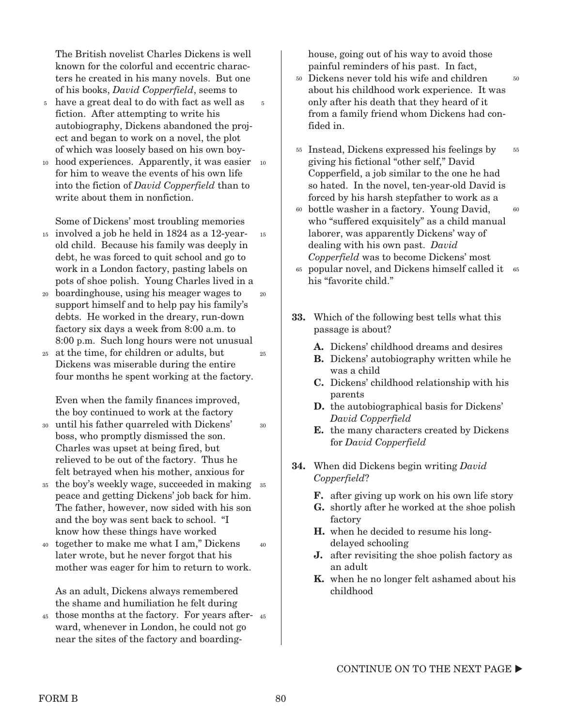The British novelist Charles Dickens is well known for the colorful and eccentric characters he created in his many novels. But one of his books, *David Copperfield*, seems to have a great deal to do with fact as well as fiction. After attempting to write his autobiography, Dickens abandoned the project and began to work on a novel, the plot of which was loosely based on his own boyhood experiences. Apparently, it was easier for him to weave the events of his own life into the fiction of *David Copperfield* than to write about them in nonfiction.

Some of Dickens' most troubling memories involved a job he held in 1824 as a 12-year-old child. Because his family was deeply in debt, he was forced to quit school and go to work in a London factory, pasting labels on pots of shoe polish. Young Charles lived in a boardinghouse, using his meager wages to support himself and to help pay his family's debts. He worked in the dreary, run-down factory six days a week from 8:00 a.m. to 8:00 p.m. Such long hours were not unusual at the time, for children or adults, but Dickens was miserable during the entire four months he spent working at the factory.

Even when the family finances improved, the boy continued to work at the factory until his father quarreled with Dickens' boss, who promptly dismissed the son. Charles was upset at being fired, but relieved to be out of the factory. Thus he felt betrayed when his mother, anxious for the boy's weekly wage, succeeded in making peace and getting Dickens' job back for him. The father, however, now sided with his son and the boy was sent back to school. "I know how these things have worked together to make me what I am," Dickens later wrote, but he never forgot that his mother was eager for him to return to work.

As an adult, Dickens always remembered the shame and humiliation he felt during those months at the factory. For years afterward, whenever in London, he could not go near the sites of the factory and boardinghouse, going out of his way to avoid those painful reminders of his past. In fact, Dickens never told his wife and children about his childhood work experience. It was only after his death that they heard of it from a family friend whom Dickens had confided in.

Instead, Dickens expressed his feelings by giving his fictional "other self," David Copperfield, a job similar to the one he had so hated. In the novel, ten-year-old David is forced by his harsh stepfather to work as a bottle washer in a factory. Young David, who "suffered exquisitely" as a child manual laborer, was apparently Dickens' way of dealing with his own past. *David Copperfield* was to become Dickens' most popular novel, and Dickens himself called it his "favorite child."

**33.** Which of the following best tells what this passage is about?

- **A.** Dickens' childhood dreams and desires
- **B.** Dickens' autobiography written while he was a child
- **C.** Dickens' childhood relationship with his parents
- **D.** the autobiographical basis for Dickens' *David Copperfield*
- **E.** the many characters created by Dickens for *David Copperfield*

**34.** When did Dickens begin writing *David Copperfield*?

- **F.** after giving up work on his own life story
- **G.** shortly after he worked at the shoe polish factory
- **H.** when he decided to resume his long-delayed schooling
- **J.** after revisiting the shoe polish factory as an adult
- **K.** when he no longer felt ashamed about his childhood

CONTINUE ON TO THE NEXT PAGE ▶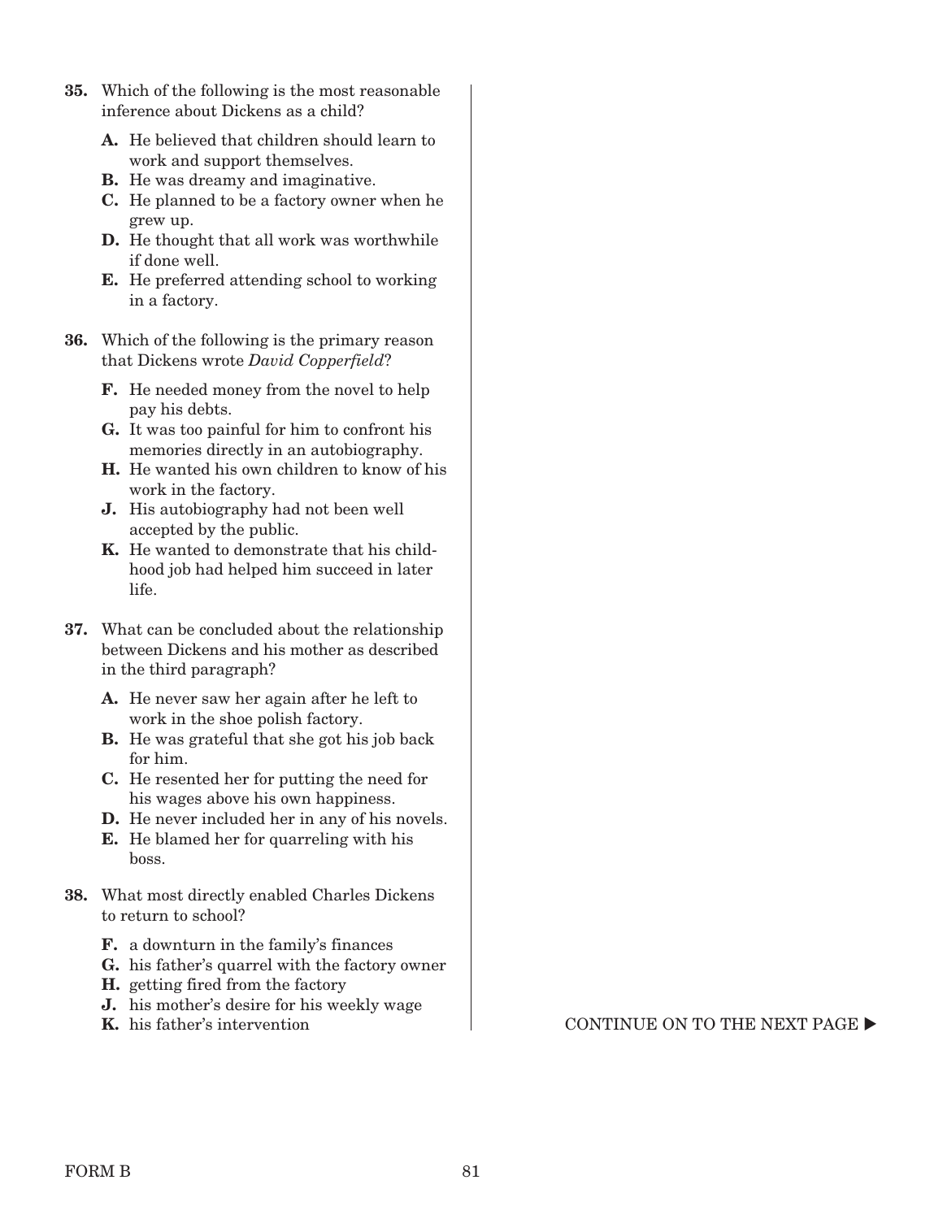**35.** Which of the following is the most reasonable inference about Dickens as a child?

- **A.** He believed that children should learn to work and support themselves.
- **B.** He was dreamy and imaginative.
- **C.** He planned to be a factory owner when he grew up.
- **D.** He thought that all work was worthwhile if done well.
- **E.** He preferred attending school to working in a factory.

**36.** Which of the following is the primary reason that Dickens wrote *David Copperfield*?

- **F.** He needed money from the novel to help pay his debts.
- **G.** It was too painful for him to confront his memories directly in an autobiography.
- **H.** He wanted his own children to know of his work in the factory.
- **J.** His autobiography had not been well accepted by the public.
- **K.** He wanted to demonstrate that his childhood job had helped him succeed in later life.

**37.** What can be concluded about the relationship between Dickens and his mother as described in the third paragraph?

- **A.** He never saw her again after he left to work in the shoe polish factory.
- **B.** He was grateful that she got his job back for him.
- **C.** He resented her for putting the need for his wages above his own happiness.
- **D.** He never included her in any of his novels.
- **E.** He blamed her for quarreling with his boss.

**38.** What most directly enabled Charles Dickens to return to school?

- **F.** a downturn in the family's finances
- **G.** his father's quarrel with the factory owner
- **H.** getting fired from the factory
- **J.** his mother's desire for his weekly wage
- **K.** his father's intervention

CONTINUE ON TO THE NEXT PAGE ▶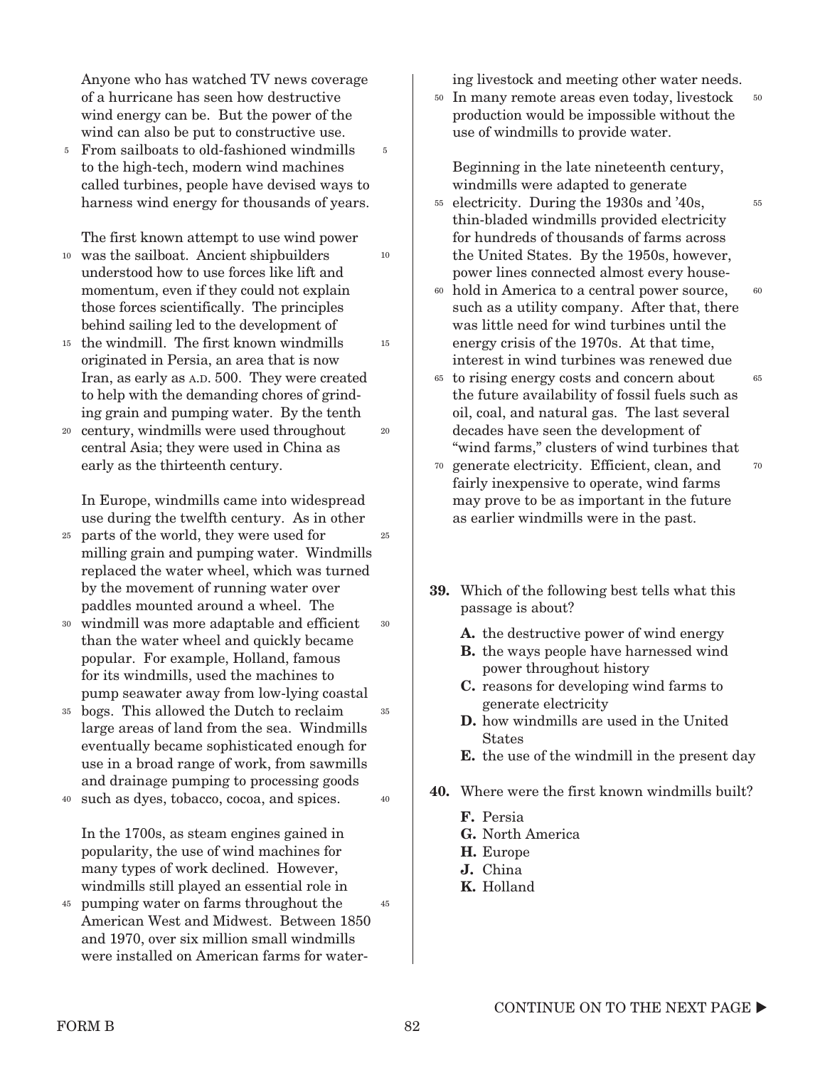Anyone who has watched TV news coverage of a hurricane has seen how destructive wind energy can be. But the power of the wind can also be put to constructive use. From sailboats to old-fashioned windmills to the high-tech, modern wind machines called turbines, people have devised ways to harness wind energy for thousands of years.

The first known attempt to use wind power was the sailboat. Ancient shipbuilders understood how to use forces like lift and momentum, even if they could not explain those forces scientifically. The principles behind sailing led to the development of the windmill. The first known windmills originated in Persia, an area that is now Iran, as early as A.D. 500. They were created to help with the demanding chores of grinding grain and pumping water. By the tenth century, windmills were used throughout central Asia; they were used in China as early as the thirteenth century.

In Europe, windmills came into widespread use during the twelfth century. As in other parts of the world, they were used for milling grain and pumping water. Windmills replaced the water wheel, which was turned by the movement of running water over paddles mounted around a wheel. The windmill was more adaptable and efficient than the water wheel and quickly became popular. For example, Holland, famous for its windmills, used the machines to pump seawater away from low-lying coastal bogs. This allowed the Dutch to reclaim large areas of land from the sea. Windmills eventually became sophisticated enough for use in a broad range of work, from sawmills and drainage pumping to processing goods such as dyes, tobacco, cocoa, and spices.

In the 1700s, as steam engines gained in popularity, the use of wind machines for many types of work declined. However, windmills still played an essential role in pumping water on farms throughout the American West and Midwest. Between 1850 and 1970, over six million small windmills were installed on American farms for watering livestock and meeting other water needs. In many remote areas even today, livestock production would be impossible without the use of windmills to provide water.

Beginning in the late nineteenth century, windmills were adapted to generate electricity. During the 1930s and '40s, thin-bladed windmills provided electricity for hundreds of thousands of farms across the United States. By the 1950s, however, power lines connected almost every household in America to a central power source, such as a utility company. After that, there was little need for wind turbines until the energy crisis of the 1970s. At that time, interest in wind turbines was renewed due to rising energy costs and concern about the future availability of fossil fuels such as oil, coal, and natural gas. The last several decades have seen the development of "wind farms," clusters of wind turbines that generate electricity. Efficient, clean, and fairly inexpensive to operate, wind farms may prove to be as important in the future as earlier windmills were in the past.

**39.** Which of the following best tells what this passage is about?

- **A.** the destructive power of wind energy
- **B.** the ways people have harnessed wind power throughout history
- **C.** reasons for developing wind farms to generate electricity
- **D.** how windmills are used in the United States
- **E.** the use of the windmill in the present day

**40.** Where were the first known windmills built?

- **F.** Persia
- **G.** North America
- **H.** Europe
- **J.** China
- **K.** Holland

CONTINUE ON TO THE NEXT PAGE ▶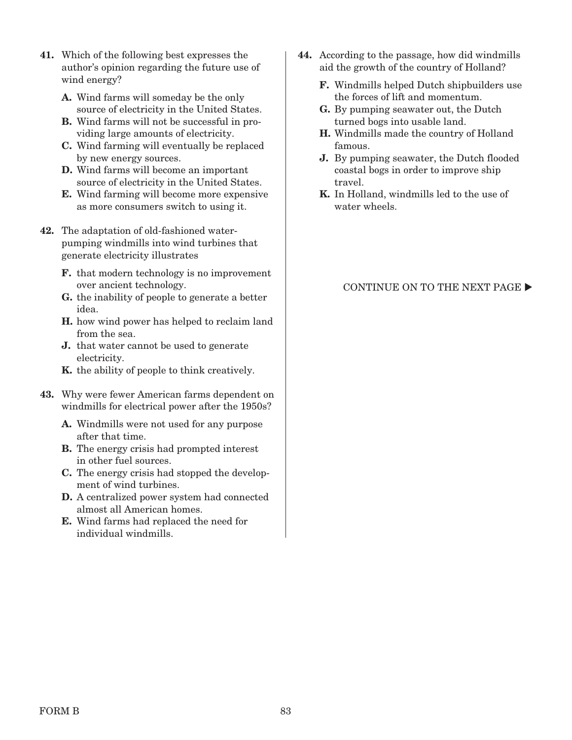**41.** Which of the following best expresses the author's opinion regarding the future use of wind energy?

- **A.** Wind farms will someday be the only source of electricity in the United States.
- **B.** Wind farms will not be successful in providing large amounts of electricity.
- **C.** Wind farming will eventually be replaced by new energy sources.
- **D.** Wind farms will become an important source of electricity in the United States.
- **E.** Wind farming will become more expensive as more consumers switch to using it.

**42.** The adaptation of old-fashioned water-pumping windmills into wind turbines that generate electricity illustrates

- **F.** that modern technology is no improvement over ancient technology.
- **G.** the inability of people to generate a better idea.
- **H.** how wind power has helped to reclaim land from the sea.
- **J.** that water cannot be used to generate electricity.
- **K.** the ability of people to think creatively.

**43.** Why were fewer American farms dependent on windmills for electrical power after the 1950s?

- **A.** Windmills were not used for any purpose after that time.
- **B.** The energy crisis had prompted interest in other fuel sources.
- **C.** The energy crisis had stopped the development of wind turbines.
- **D.** A centralized power system had connected almost all American homes.
- **E.** Wind farms had replaced the need for individual windmills.

**44.** According to the passage, how did windmills aid the growth of the country of Holland?

- **F.** Windmills helped Dutch shipbuilders use the forces of lift and momentum.
- **G.** By pumping seawater out, the Dutch turned bogs into usable land.
- **H.** Windmills made the country of Holland famous.
- **J.** By pumping seawater, the Dutch flooded coastal bogs in order to improve ship travel.
- **K.** In Holland, windmills led to the use of water wheels.

CONTINUE ON TO THE NEXT PAGE ▶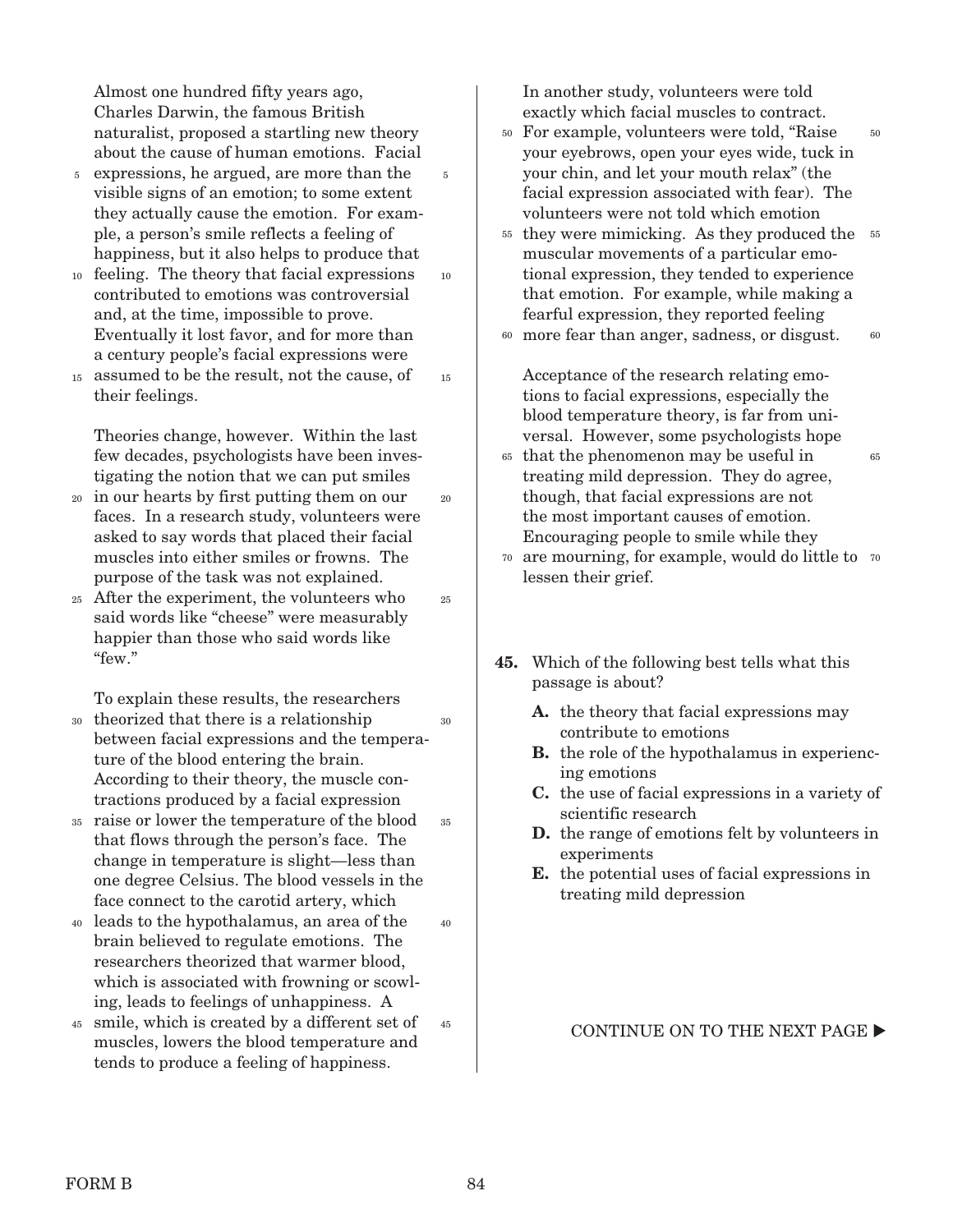Almost one hundred fifty years ago, Charles Darwin, the famous British naturalist, proposed a startling new theory about the cause of human emotions. Facial expressions, he argued, are more than the visible signs of an emotion; to some extent they actually cause the emotion. For example, a person's smile reflects a feeling of happiness, but it also helps to produce that feeling. The theory that facial expressions contributed to emotions was controversial and, at the time, impossible to prove. Eventually it lost favor, and for more than a century people's facial expressions were assumed to be the result, not the cause, of their feelings.

Theories change, however. Within the last few decades, psychologists have been investigating the notion that we can put smiles in our hearts by first putting them on our faces. In a research study, volunteers were asked to say words that placed their facial muscles into either smiles or frowns. The purpose of the task was not explained. After the experiment, the volunteers who said words like "cheese" were measurably happier than those who said words like "few."

To explain these results, the researchers theorized that there is a relationship between facial expressions and the temperature of the blood entering the brain. According to their theory, the muscle contractions produced by a facial expression raise or lower the temperature of the blood that flows through the person's face. The change in temperature is slight—less than one degree Celsius. The blood vessels in the face connect to the carotid artery, which leads to the hypothalamus, an area of the brain believed to regulate emotions. The researchers theorized that warmer blood, which is associated with frowning or scowling, leads to feelings of unhappiness. A smile, which is created by a different set of muscles, lowers the blood temperature and tends to produce a feeling of happiness.

In another study, volunteers were told exactly which facial muscles to contract. For example, volunteers were told, "Raise your eyebrows, open your eyes wide, tuck in your chin, and let your mouth relax" (the facial expression associated with fear). The volunteers were not told which emotion they were mimicking. As they produced the muscular movements of a particular emotional expression, they tended to experience that emotion. For example, while making a fearful expression, they reported feeling more fear than anger, sadness, or disgust.

Acceptance of the research relating emotions to facial expressions, especially the blood temperature theory, is far from universal. However, some psychologists hope that the phenomenon may be useful in treating mild depression. They do agree, though, that facial expressions are not the most important causes of emotion. Encouraging people to smile while they are mourning, for example, would do little to lessen their grief.

**45.** Which of the following best tells what this passage is about?

- **A.** the theory that facial expressions may contribute to emotions
- **B.** the role of the hypothalamus in experiencing emotions
- **C.** the use of facial expressions in a variety of scientific research
- **D.** the range of emotions felt by volunteers in experiments
- **E.** the potential uses of facial expressions in treating mild depression

CONTINUE ON TO THE NEXT PAGE ▶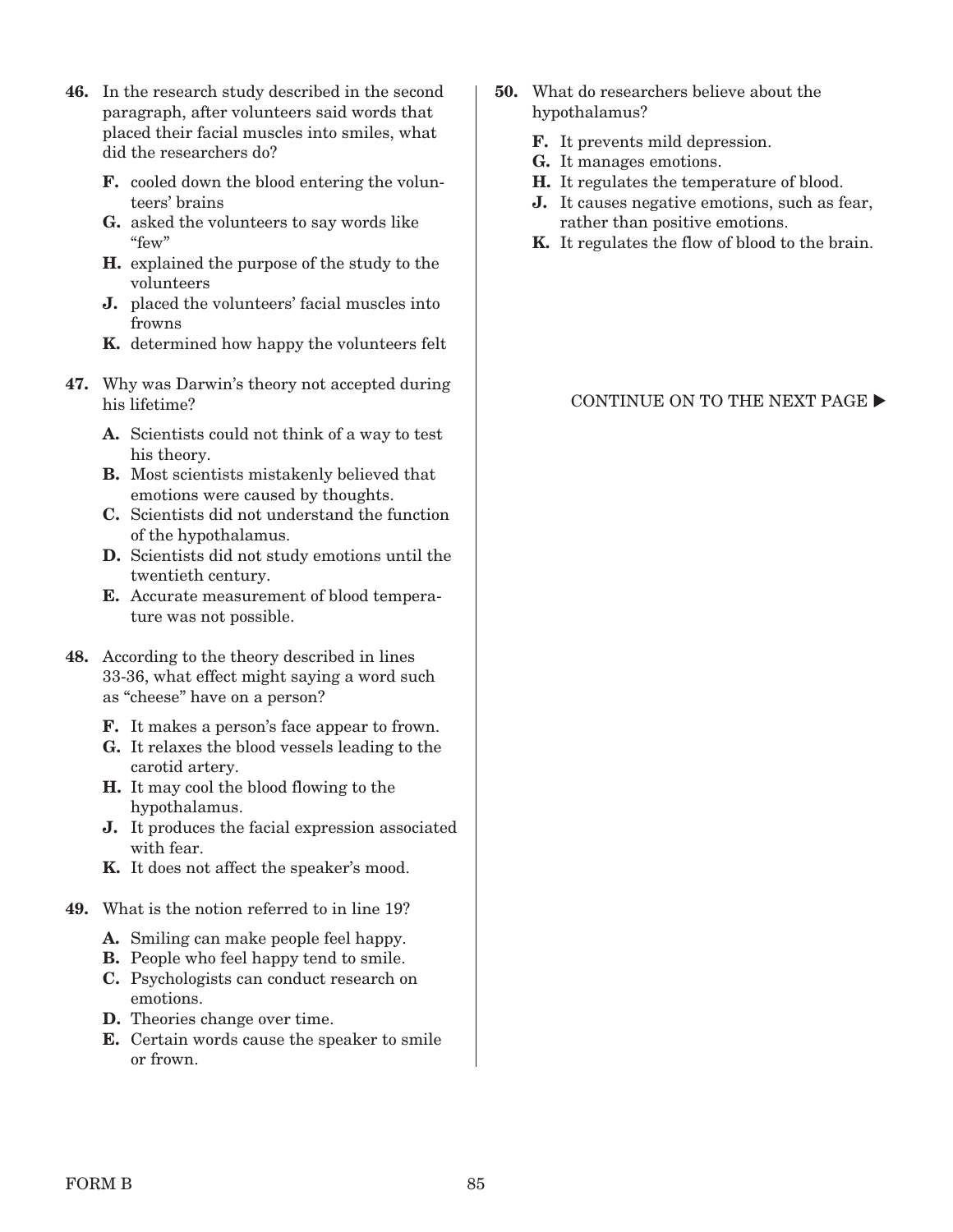**46.** In the research study described in the second paragraph, after volunteers said words that placed their facial muscles into smiles, what did the researchers do?

- **F.** cooled down the blood entering the volunteers' brains
- **G.** asked the volunteers to say words like "few"
- **H.** explained the purpose of the study to the volunteers
- **J.** placed the volunteers' facial muscles into frowns
- **K.** determined how happy the volunteers felt

**47.** Why was Darwin's theory not accepted during his lifetime?

- **A.** Scientists could not think of a way to test his theory.
- **B.** Most scientists mistakenly believed that emotions were caused by thoughts.
- **C.** Scientists did not understand the function of the hypothalamus.
- **D.** Scientists did not study emotions until the twentieth century.
- **E.** Accurate measurement of blood temperature was not possible.

**48.** According to the theory described in lines 33-36, what effect might saying a word such as "cheese" have on a person?

- **F.** It makes a person's face appear to frown.
- **G.** It relaxes the blood vessels leading to the carotid artery.
- **H.** It may cool the blood flowing to the hypothalamus.
- **J.** It produces the facial expression associated with fear.
- **K.** It does not affect the speaker's mood.

**49.** What is the notion referred to in line 19?

- **A.** Smiling can make people feel happy.
- **B.** People who feel happy tend to smile.
- **C.** Psychologists can conduct research on emotions.
- **D.** Theories change over time.
- **E.** Certain words cause the speaker to smile or frown.

**50.** What do researchers believe about the hypothalamus?

- **F.** It prevents mild depression.
- **G.** It manages emotions.
- **H.** It regulates the temperature of blood.
- **J.** It causes negative emotions, such as fear, rather than positive emotions.
- **K.** It regulates the flow of blood to the brain.

CONTINUE ON TO THE NEXT PAGE ▶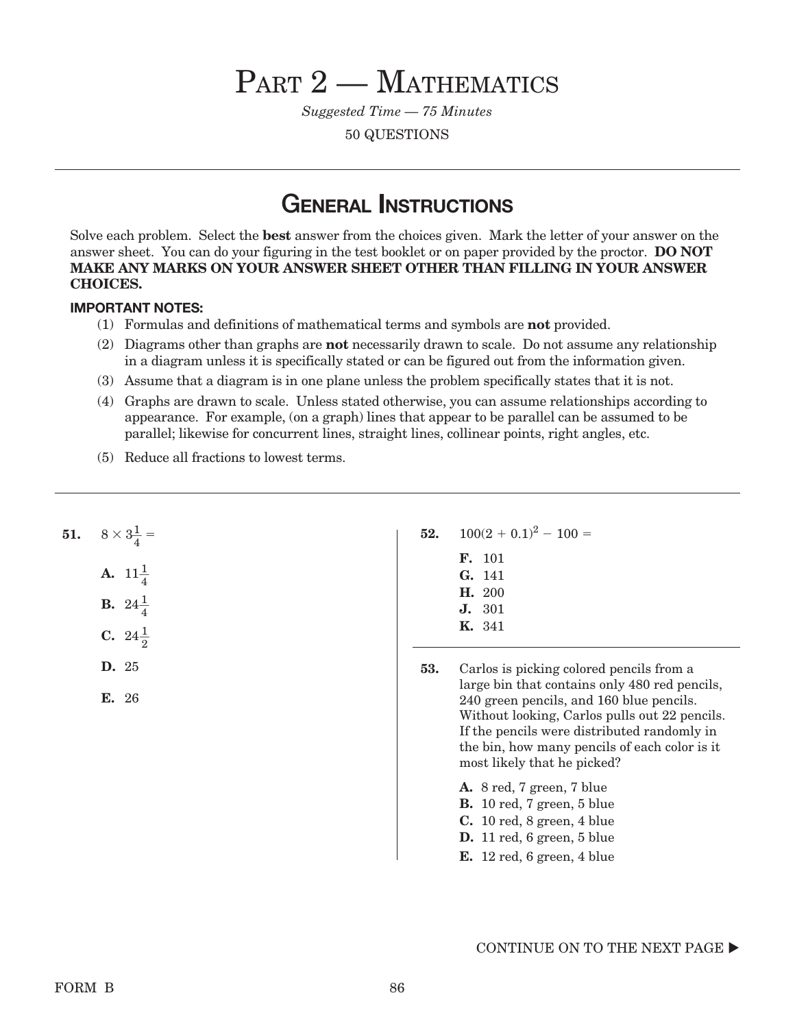// PART 2 — MATHEMATICS

*Suggested Time — 75 Minutes*

50 QUESTIONS

## GENERAL INSTRUCTIONS

Solve each problem. Select the **best** answer from the choices given. Mark the letter of your answer on the answer sheet. You can do your figuring in the test booklet or on paper provided by the proctor. **DO NOT MAKE ANY MARKS ON YOUR ANSWER SHEET OTHER THAN FILLING IN YOUR ANSWER CHOICES.**

**IMPORTANT NOTES:**

(1) Formulas and definitions of mathematical terms and symbols are **not** provided.

(2) Diagrams other than graphs are **not** necessarily drawn to scale. Do not assume any relationship in a diagram unless it is specifically stated or can be figured out from the information given.

(3) Assume that a diagram is in one plane unless the problem specifically states that it is not.

(4) Graphs are drawn to scale. Unless stated otherwise, you can assume relationships according to appearance. For example, (on a graph) lines that appear to be parallel can be assumed to be parallel; likewise for concurrent lines, straight lines, collinear points, right angles, etc.

(5) Reduce all fractions to lowest terms.

---

**51.** $8 \times 3\frac{1}{4} =$

**A.** $11\frac{1}{4}$
**B.** $24\frac{1}{4}$
**C.** $24\frac{1}{2}$
**D.** 25
**E.** 26

**52.** $100(2 + 0.1)^2 - 100 =$

**F.** 101
**G.** 141
**H.** 200
**J.** 301
**K.** 341

**53.** Carlos is picking colored pencils from a large bin that contains only 480 red pencils, 240 green pencils, and 160 blue pencils. Without looking, Carlos pulls out 22 pencils. If the pencils were distributed randomly in the bin, how many pencils of each color is it most likely that he picked?

**A.** 8 red, 7 green, 7 blue
**B.** 10 red, 7 green, 5 blue
**C.** 10 red, 8 green, 4 blue
**D.** 11 red, 6 green, 5 blue
**E.** 12 red, 6 green, 4 blue

CONTINUE ON TO THE NEXT PAGE ▶

FORM B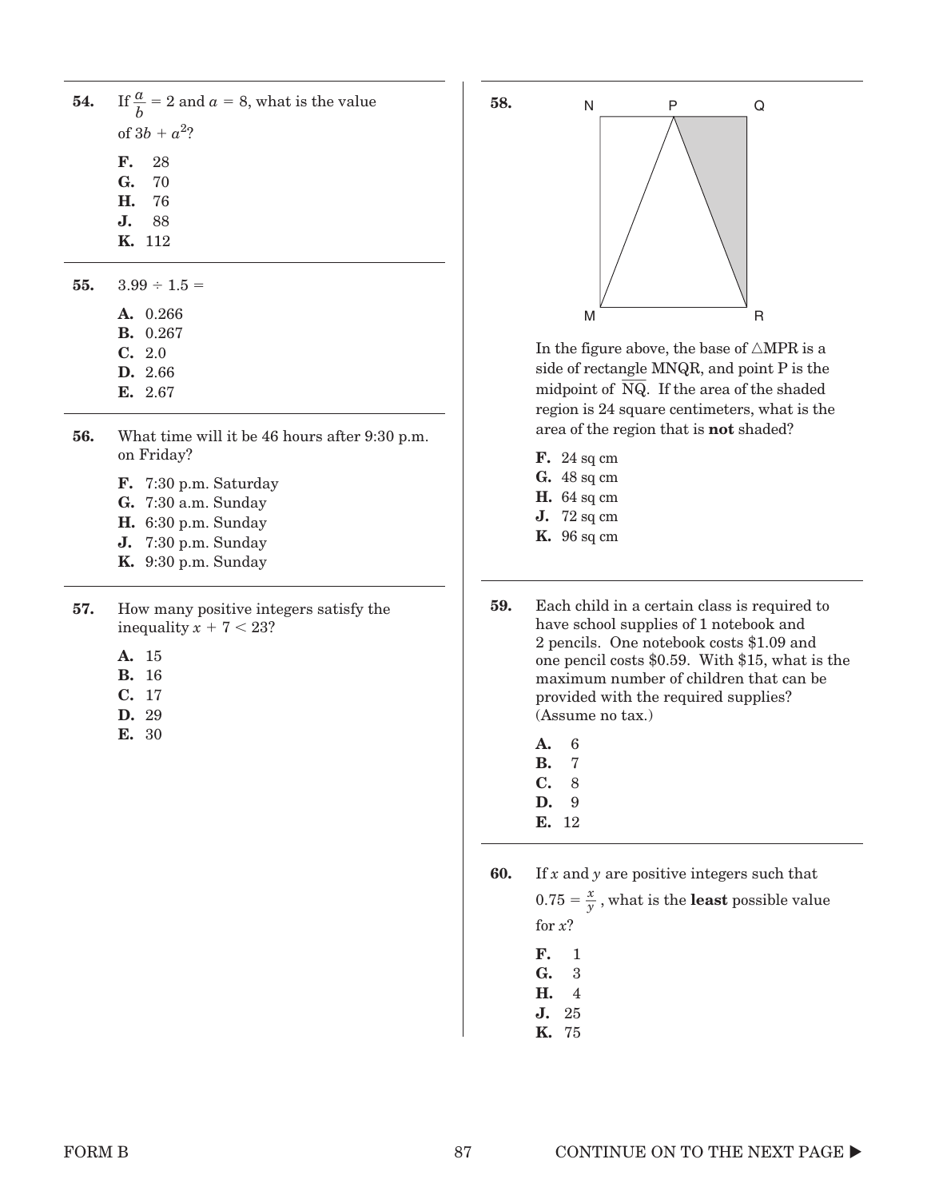**54.** If $\frac{a}{b} = 2$ and $a = 8$, what is the value of $3b + a^2$?

**F.** 28
**G.** 70
**H.** 76
**J.** 88
**K.** 112

**55.** $3.99 \div 1.5 =$

**A.** 0.266
**B.** 0.267
**C.** 2.0
**D.** 2.66
**E.** 2.67

**56.** What time will it be 46 hours after 9:30 p.m. on Friday?

**F.** 7:30 p.m. Saturday
**G.** 7:30 a.m. Sunday
**H.** 6:30 p.m. Sunday
**J.** 7:30 p.m. Sunday
**K.** 9:30 p.m. Sunday

**57.** How many positive integers satisfy the inequality $x + 7 < 23$?

**A.** 15
**B.** 16
**C.** 17
**D.** 29
**E.** 30

**58.**

In the figure above, the base of $\triangle$MPR is a side of rectangle MNQR, and point P is the midpoint of $\overline{NQ}$. If the area of the shaded region is 24 square centimeters, what is the area of the region that is **not** shaded?

**F.** 24 sq cm
**G.** 48 sq cm
**H.** 64 sq cm
**J.** 72 sq cm
**K.** 96 sq cm

**59.** Each child in a certain class is required to have school supplies of 1 notebook and 2 pencils. One notebook costs \$1.09 and one pencil costs \$0.59. With \$15, what is the maximum number of children that can be provided with the required supplies? (Assume no tax.)

**A.** 6
**B.** 7
**C.** 8
**D.** 9
**E.** 12

**60.** If $x$ and $y$ are positive integers such that $0.75 = \frac{x}{y}$, what is the **least** possible value for $x$?

**F.** 1
**G.** 3
**H.** 4
**J.** 25
**K.** 75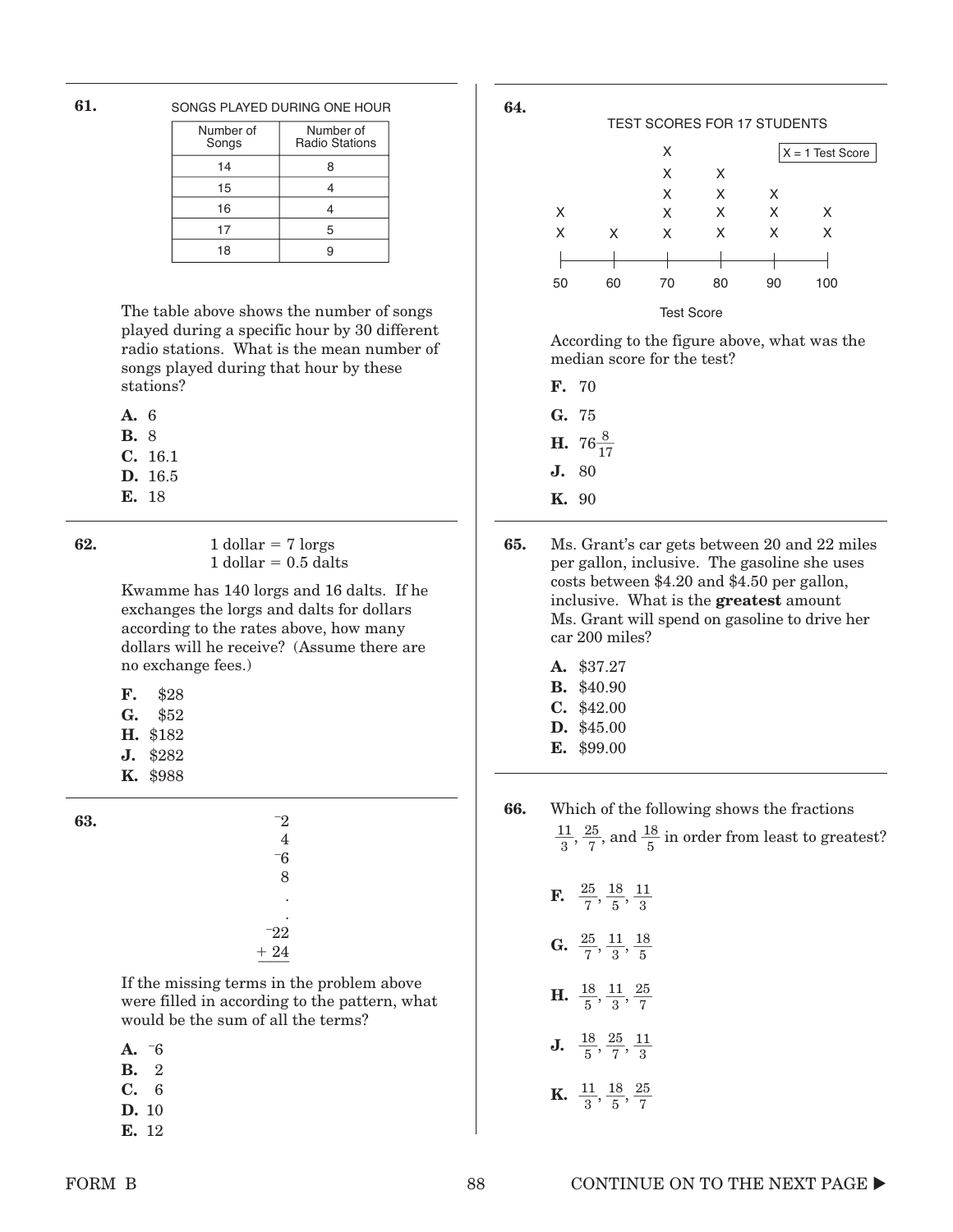**61.**

SONGS PLAYED DURING ONE HOUR

| Number of Songs | Number of Radio Stations |
|---|---|
| 14 | 8 |
| 15 | 4 |
| 16 | 4 |
| 17 | 5 |
| 18 | 9 |

The table above shows the number of songs played during a specific hour by 30 different radio stations. What is the mean number of songs played during that hour by these stations?

**A.** 6
**B.** 8
**C.** 16.1
**D.** 16.5
**E.** 18

**62.**

1 dollar = 7 lorgs
1 dollar = 0.5 dalts

Kwamme has 140 lorgs and 16 dalts. If he exchanges the lorgs and dalts for dollars according to the rates above, how many dollars will he receive? (Assume there are no exchange fees.)

**F.** $28
**G.** $52
**H.** $182
**J.** $282
**K.** $988

**63.**

$$\begin{array}{r} ^{-}2 \\ 4 \\ ^{-}6 \\ 8 \\ . \\ . \\ ^{-}22 \\ +\ 24 \\ \hline \end{array}$$

If the missing terms in the problem above were filled in according to the pattern, what would be the sum of all the terms?

**A.** $^{-}6$
**B.** 2
**C.** 6
**D.** 10
**E.** 12

**64.**

TEST SCORES FOR 17 STUDENTS

X = 1 Test Score

| Test Score | 50 | 60 | 70 | 80 | 90 | 100 |
|---|---|---|---|---|---|---|
| Number of X's | 2 | 1 | 5 | 4 | 3 | 2 |

According to the figure above, what was the median score for the test?

**F.** 70
**G.** 75
**H.** $76\frac{8}{17}$
**J.** 80
**K.** 90

**65.** Ms. Grant's car gets between 20 and 22 miles per gallon, inclusive. The gasoline she uses costs between \$4.20 and \$4.50 per gallon, inclusive. What is the **greatest** amount Ms. Grant will spend on gasoline to drive her car 200 miles?

**A.** $37.27
**B.** $40.90
**C.** $42.00
**D.** $45.00
**E.** $99.00

**66.** Which of the following shows the fractions $\frac{11}{3}$, $\frac{25}{7}$, and $\frac{18}{5}$ in order from least to greatest?

**F.** $\frac{25}{7}, \frac{18}{5}, \frac{11}{3}$

**G.** $\frac{25}{7}, \frac{11}{3}, \frac{18}{5}$

**H.** $\frac{18}{5}, \frac{11}{3}, \frac{25}{7}$

**J.** $\frac{18}{5}, \frac{25}{7}, \frac{11}{3}$

**K.** $\frac{11}{3}, \frac{18}{5}, \frac{25}{7}$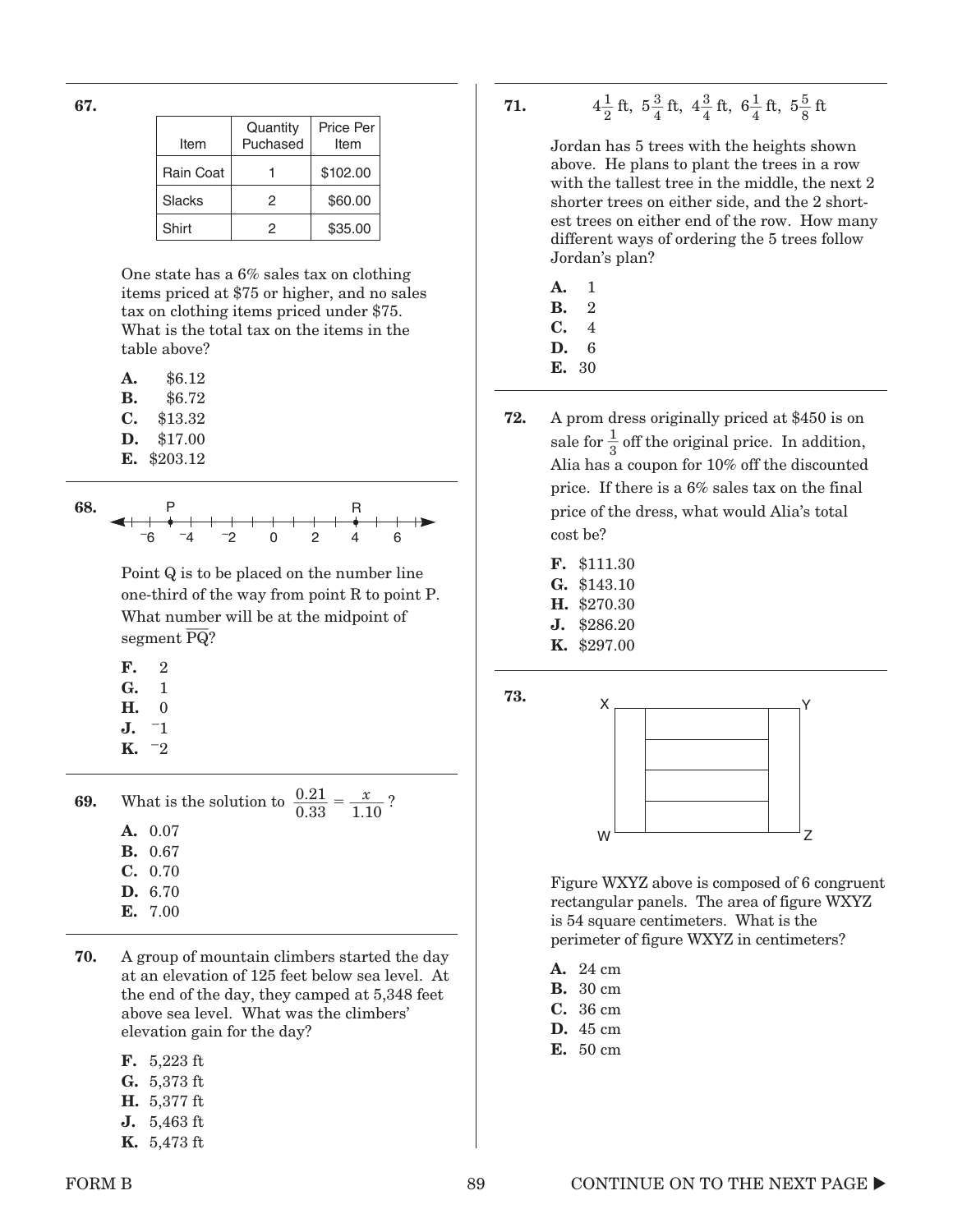**67.**

| Item | Quantity Puchased | Price Per Item |
|---|---|---|
| Rain Coat | 1 | \$102.00 |
| Slacks | 2 | \$60.00 |
| Shirt | 2 | \$35.00 |

One state has a 6% sales tax on clothing items priced at \$75 or higher, and no sales tax on clothing items priced under \$75. What is the total tax on the items in the table above?

**A.** \$6.12
**B.** \$6.72
**C.** \$13.32
**D.** \$17.00
**E.** \$203.12

**68.** (Number line from $^{-}6$ to 6, with point P at $^{-}5$ and point R at 4)

Point Q is to be placed on the number line one-third of the way from point R to point P. What number will be at the midpoint of segment $\overline{PQ}$?

**F.** 2
**G.** 1
**H.** 0
**J.** $^{-}1$
**K.** $^{-}2$

**69.** What is the solution to $\frac{0.21}{0.33} = \frac{x}{1.10}$?

**A.** 0.07
**B.** 0.67
**C.** 0.70
**D.** 6.70
**E.** 7.00

**70.** A group of mountain climbers started the day at an elevation of 125 feet below sea level. At the end of the day, they camped at 5,348 feet above sea level. What was the climbers' elevation gain for the day?

**F.** 5,223 ft
**G.** 5,373 ft
**H.** 5,377 ft
**J.** 5,463 ft
**K.** 5,473 ft

**71.** $4\frac{1}{2}$ ft, $5\frac{3}{4}$ ft, $4\frac{3}{4}$ ft, $6\frac{1}{4}$ ft, $5\frac{5}{8}$ ft

Jordan has 5 trees with the heights shown above. He plans to plant the trees in a row with the tallest tree in the middle, the next 2 shorter trees on either side, and the 2 shortest trees on either end of the row. How many different ways of ordering the 5 trees follow Jordan's plan?

**A.** 1
**B.** 2
**C.** 4
**D.** 6
**E.** 30

**72.** A prom dress originally priced at \$450 is on sale for $\frac{1}{3}$ off the original price. In addition, Alia has a coupon for 10% off the discounted price. If there is a 6% sales tax on the final price of the dress, what would Alia's total cost be?

**F.** \$111.30
**G.** \$143.10
**H.** \$270.30
**J.** \$286.20
**K.** \$297.00

**73.** (Figure WXYZ: rectangle with X top left, Y top right, W bottom left, Z bottom right, composed of two vertical panels on the sides and four horizontal panels stacked in the middle)

Figure WXYZ above is composed of 6 congruent rectangular panels. The area of figure WXYZ is 54 square centimeters. What is the perimeter of figure WXYZ in centimeters?

**A.** 24 cm
**B.** 30 cm
**C.** 36 cm
**D.** 45 cm
**E.** 50 cm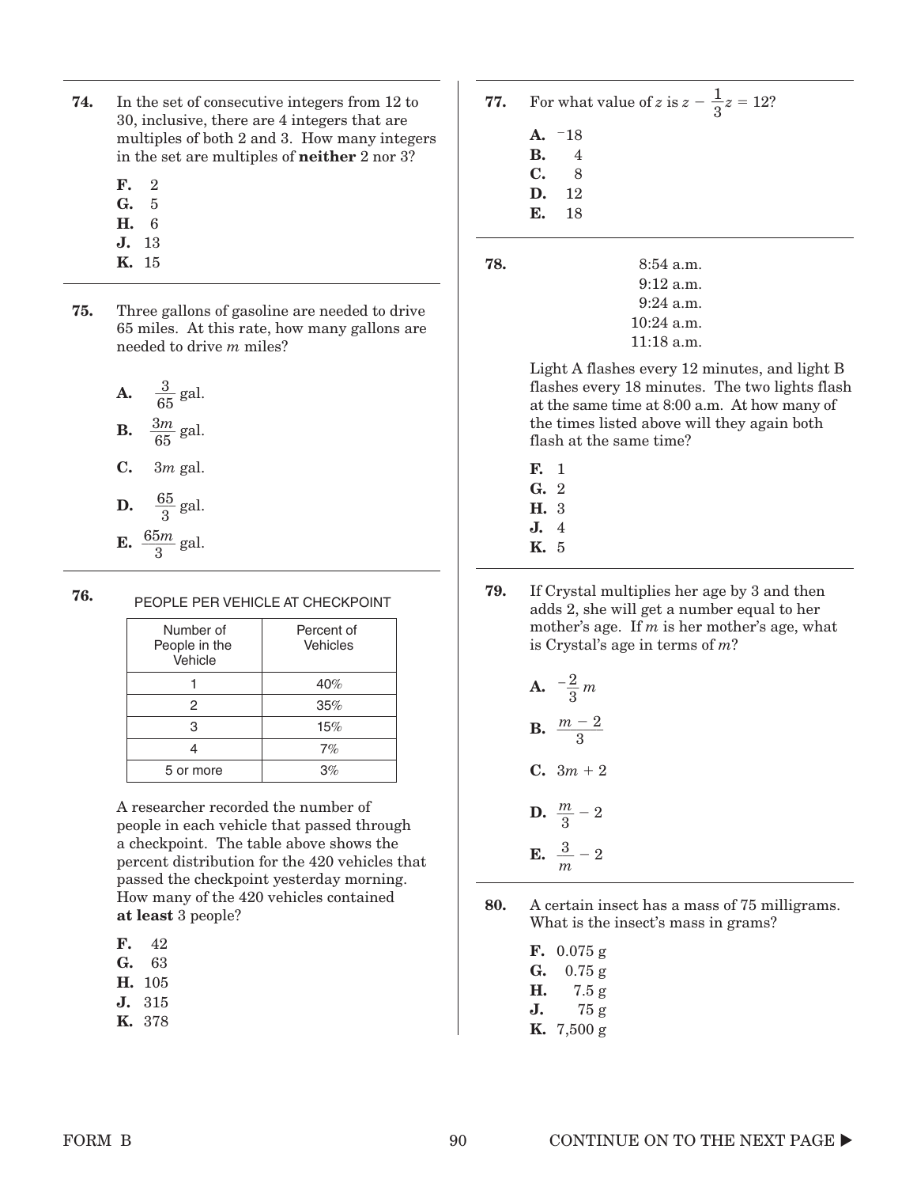**74.** In the set of consecutive integers from 12 to 30, inclusive, there are 4 integers that are multiples of both 2 and 3. How many integers in the set are multiples of **neither** 2 nor 3?

- **F.** 2
- **G.** 5
- **H.** 6
- **J.** 13
- **K.** 15

**75.** Three gallons of gasoline are needed to drive 65 miles. At this rate, how many gallons are needed to drive $m$ miles?

- **A.** $\frac{3}{65}$ gal.
- **B.** $\frac{3m}{65}$ gal.
- **C.** $3m$ gal.
- **D.** $\frac{65}{3}$ gal.
- **E.** $\frac{65m}{3}$ gal.

**76.**

PEOPLE PER VEHICLE AT CHECKPOINT

| Number of People in the Vehicle | Percent of Vehicles |
|---|---|
| 1 | 40% |
| 2 | 35% |
| 3 | 15% |
| 4 | 7% |
| 5 or more | 3% |

A researcher recorded the number of people in each vehicle that passed through a checkpoint. The table above shows the percent distribution for the 420 vehicles that passed the checkpoint yesterday morning. How many of the 420 vehicles contained **at least** 3 people?

- **F.** 42
- **G.** 63
- **H.** 105
- **J.** 315
- **K.** 378

**77.** For what value of $z$ is $z - \frac{1}{3}z = 12$?

- **A.** $-18$
- **B.** 4
- **C.** 8
- **D.** 12
- **E.** 18

**78.**

8:54 a.m.
9:12 a.m.
9:24 a.m.
10:24 a.m.
11:18 a.m.

Light A flashes every 12 minutes, and light B flashes every 18 minutes. The two lights flash at the same time at 8:00 a.m. At how many of the times listed above will they again both flash at the same time?

- **F.** 1
- **G.** 2
- **H.** 3
- **J.** 4
- **K.** 5

**79.** If Crystal multiplies her age by 3 and then adds 2, she will get a number equal to her mother's age. If $m$ is her mother's age, what is Crystal's age in terms of $m$?

- **A.** $-\frac{2}{3}m$
- **B.** $\frac{m-2}{3}$
- **C.** $3m + 2$
- **D.** $\frac{m}{3} - 2$
- **E.** $\frac{3}{m} - 2$

**80.** A certain insect has a mass of 75 milligrams. What is the insect's mass in grams?

- **F.** 0.075 g
- **G.** 0.75 g
- **H.** 7.5 g
- **J.** 75 g
- **K.** 7,500 g

CONTINUE ON TO THE NEXT PAGE ▶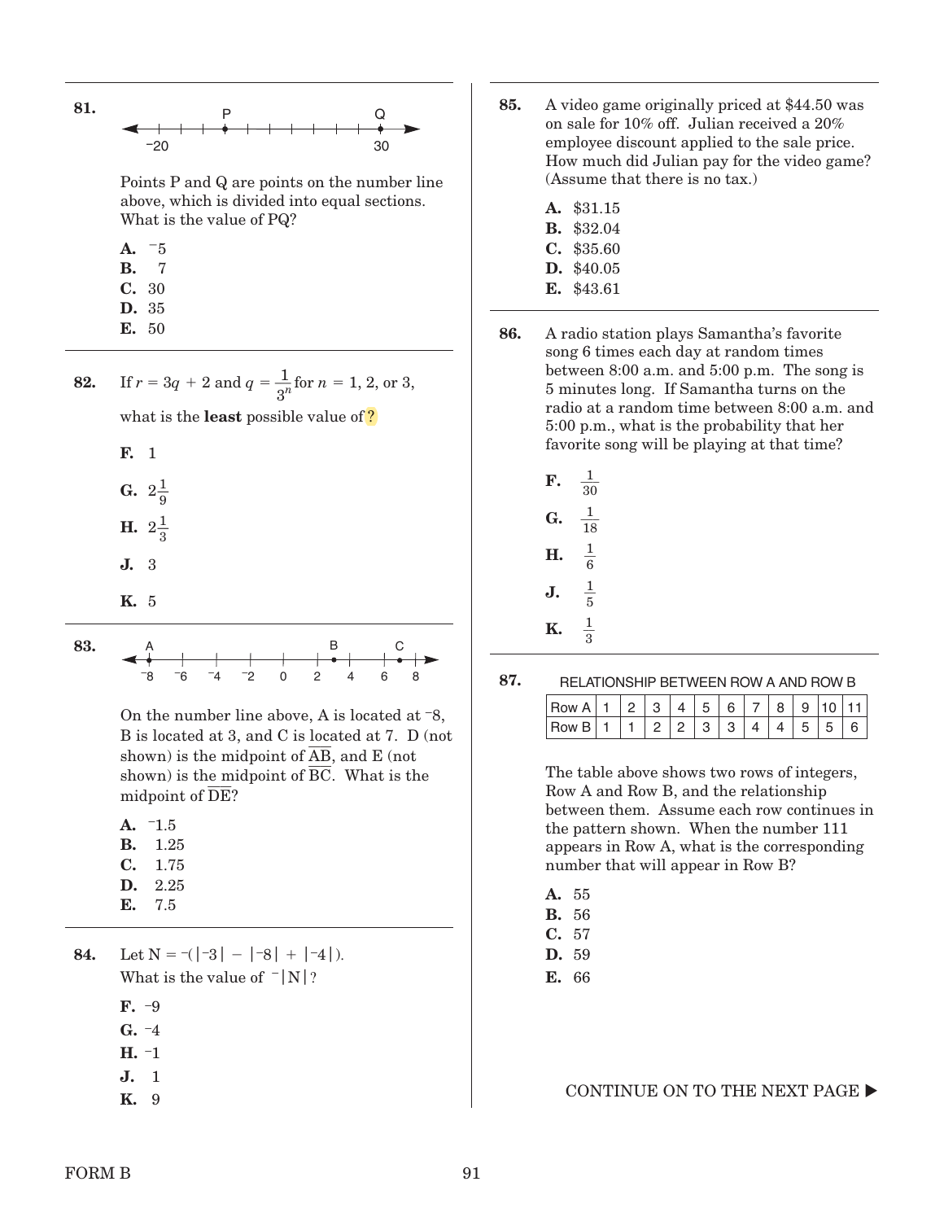**81.**

Points P and Q are points on the number line above, which is divided into equal sections. What is the value of PQ?

**A.** $^{-}5$
**B.** 7
**C.** 30
**D.** 35
**E.** 50

**82.** If $r = 3q + 2$ and $q = \frac{1}{3^n}$ for $n = 1, 2,$ or $3$, what is the **least** possible value of ?

**F.** 1

**G.** $2\frac{1}{9}$

**H.** $2\frac{1}{3}$

**J.** 3

**K.** 5

**83.**

On the number line above, A is located at $^{-}8$, B is located at 3, and C is located at 7. D (not shown) is the midpoint of $\overline{AB}$, and E (not shown) is the midpoint of $\overline{BC}$. What is the midpoint of $\overline{DE}$?

**A.** $^{-}1.5$
**B.** 1.25
**C.** 1.75
**D.** 2.25
**E.** 7.5

**84.** Let $N = {}^{-}(|{}^{-}3| - |{}^{-}8| + |{}^{-}4|)$. What is the value of ${}^{-}|N|$?

**F.** $^{-}9$
**G.** $^{-}4$
**H.** $^{-}1$
**J.** 1
**K.** 9

**85.** A video game originally priced at \$44.50 was on sale for 10% off. Julian received a 20% employee discount applied to the sale price. How much did Julian pay for the video game? (Assume that there is no tax.)

**A.** \$31.15
**B.** \$32.04
**C.** \$35.60
**D.** \$40.05
**E.** \$43.61

**86.** A radio station plays Samantha's favorite song 6 times each day at random times between 8:00 a.m. and 5:00 p.m. The song is 5 minutes long. If Samantha turns on the radio at a random time between 8:00 a.m. and 5:00 p.m., what is the probability that her favorite song will be playing at that time?

**F.** $\frac{1}{30}$

**G.** $\frac{1}{18}$

**H.** $\frac{1}{6}$

**J.** $\frac{1}{5}$

**K.** $\frac{1}{3}$

**87.**

RELATIONSHIP BETWEEN ROW A AND ROW B

| Row A | 1 | 2 | 3 | 4 | 5 | 6 | 7 | 8 | 9 | 10 | 11 |
|---|---|---|---|---|---|---|---|---|---|---|---|
| Row B | 1 | 1 | 2 | 2 | 3 | 3 | 4 | 4 | 5 | 5 | 6 |

The table above shows two rows of integers, Row A and Row B, and the relationship between them. Assume each row continues in the pattern shown. When the number 111 appears in Row A, what is the corresponding number that will appear in Row B?

**A.** 55
**B.** 56
**C.** 57
**D.** 59
**E.** 66

CONTINUE ON TO THE NEXT PAGE ▶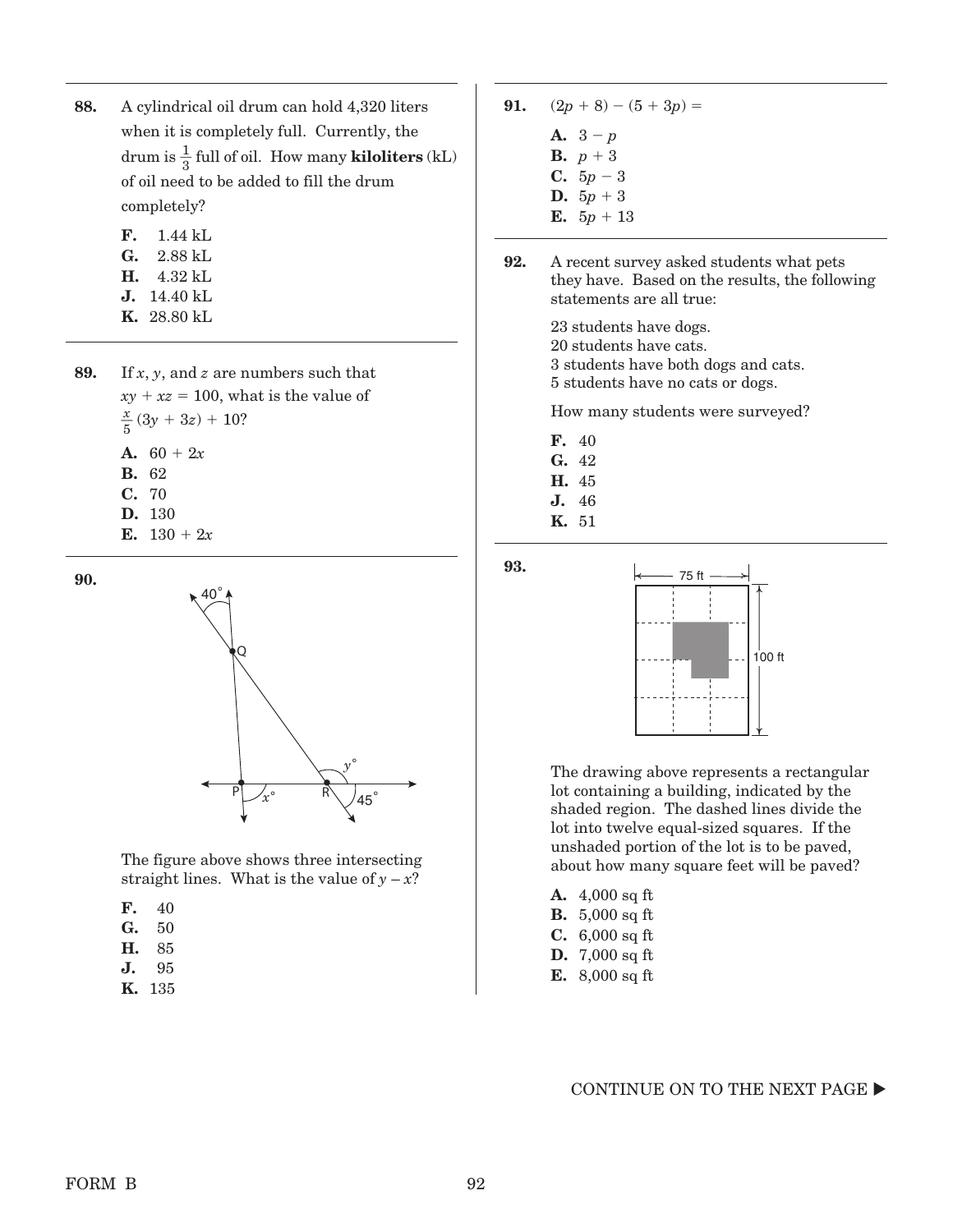**88.** A cylindrical oil drum can hold 4,320 liters when it is completely full. Currently, the drum is $\frac{1}{3}$ full of oil. How many **kiloliters** (kL) of oil need to be added to fill the drum completely?

- **F.** 1.44 kL
- **G.** 2.88 kL
- **H.** 4.32 kL
- **J.** 14.40 kL
- **K.** 28.80 kL

**89.** If $x$, $y$, and $z$ are numbers such that $xy + xz = 100$, what is the value of $\frac{x}{5}(3y + 3z) + 10$?

- **A.** $60 + 2x$
- **B.** 62
- **C.** 70
- **D.** 130
- **E.** $130 + 2x$

**90.**

The figure above shows three intersecting straight lines. What is the value of $y - x$?

- **F.** 40
- **G.** 50
- **H.** 85
- **J.** 95
- **K.** 135

**91.** $(2p + 8) - (5 + 3p) =$

- **A.** $3 - p$
- **B.** $p + 3$
- **C.** $5p - 3$
- **D.** $5p + 3$
- **E.** $5p + 13$

**92.** A recent survey asked students what pets they have. Based on the results, the following statements are all true:

23 students have dogs.
20 students have cats.
3 students have both dogs and cats.
5 students have no cats or dogs.

How many students were surveyed?

- **F.** 40
- **G.** 42
- **H.** 45
- **J.** 46
- **K.** 51

**93.**

The drawing above represents a rectangular lot containing a building, indicated by the shaded region. The dashed lines divide the lot into twelve equal-sized squares. If the unshaded portion of the lot is to be paved, about how many square feet will be paved?

- **A.** 4,000 sq ft
- **B.** 5,000 sq ft
- **C.** 6,000 sq ft
- **D.** 7,000 sq ft
- **E.** 8,000 sq ft

CONTINUE ON TO THE NEXT PAGE ▶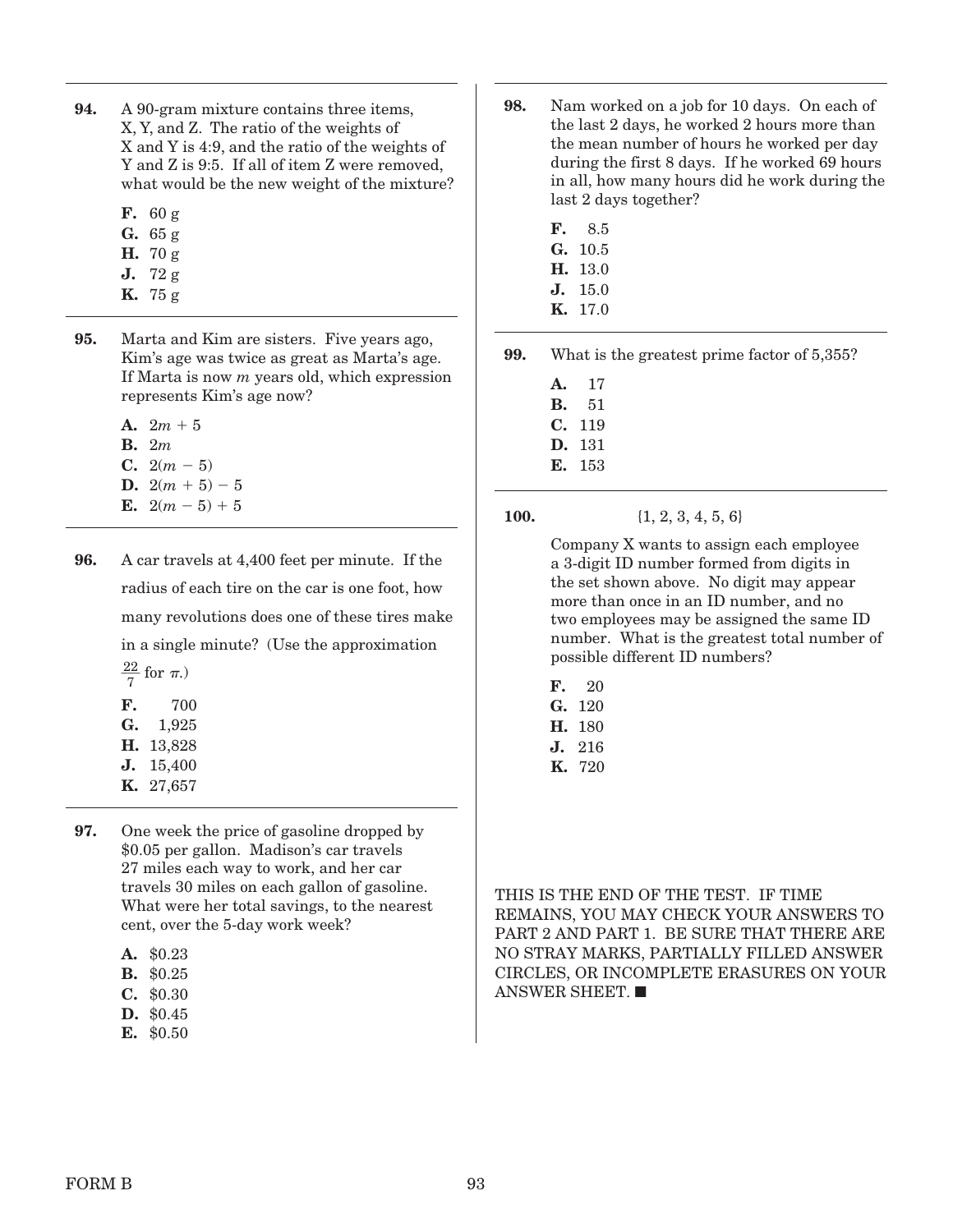**94.** A 90-gram mixture contains three items, X, Y, and Z. The ratio of the weights of X and Y is 4:9, and the ratio of the weights of Y and Z is 9:5. If all of item Z were removed, what would be the new weight of the mixture?

- **F.** 60 g
- **G.** 65 g
- **H.** 70 g
- **J.** 72 g
- **K.** 75 g

**95.** Marta and Kim are sisters. Five years ago, Kim's age was twice as great as Marta's age. If Marta is now $m$ years old, which expression represents Kim's age now?

- **A.** $2m + 5$
- **B.** $2m$
- **C.** $2(m - 5)$
- **D.** $2(m + 5) - 5$
- **E.** $2(m - 5) + 5$

**96.** A car travels at 4,400 feet per minute. If the radius of each tire on the car is one foot, how many revolutions does one of these tires make in a single minute? (Use the approximation $\frac{22}{7}$ for $\pi$.)

- **F.** 700
- **G.** 1,925
- **H.** 13,828
- **J.** 15,400
- **K.** 27,657

**97.** One week the price of gasoline dropped by \$0.05 per gallon. Madison's car travels 27 miles each way to work, and her car travels 30 miles on each gallon of gasoline. What were her total savings, to the nearest cent, over the 5-day work week?

- **A.** \$0.23
- **B.** \$0.25
- **C.** \$0.30
- **D.** \$0.45
- **E.** \$0.50

**98.** Nam worked on a job for 10 days. On each of the last 2 days, he worked 2 hours more than the mean number of hours he worked per day during the first 8 days. If he worked 69 hours in all, how many hours did he work during the last 2 days together?

- **F.** 8.5
- **G.** 10.5
- **H.** 13.0
- **J.** 15.0
- **K.** 17.0

**99.** What is the greatest prime factor of 5,355?

- **A.** 17
- **B.** 51
- **C.** 119
- **D.** 131
- **E.** 153

**100.** {1, 2, 3, 4, 5, 6}

Company X wants to assign each employee a 3-digit ID number formed from digits in the set shown above. No digit may appear more than once in an ID number, and no two employees may be assigned the same ID number. What is the greatest total number of possible different ID numbers?

- **F.** 20
- **G.** 120
- **H.** 180
- **J.** 216
- **K.** 720

THIS IS THE END OF THE TEST. IF TIME REMAINS, YOU MAY CHECK YOUR ANSWERS TO PART 2 AND PART 1. BE SURE THAT THERE ARE NO STRAY MARKS, PARTIALLY FILLED ANSWER CIRCLES, OR INCOMPLETE ERASURES ON YOUR ANSWER SHEET. ■